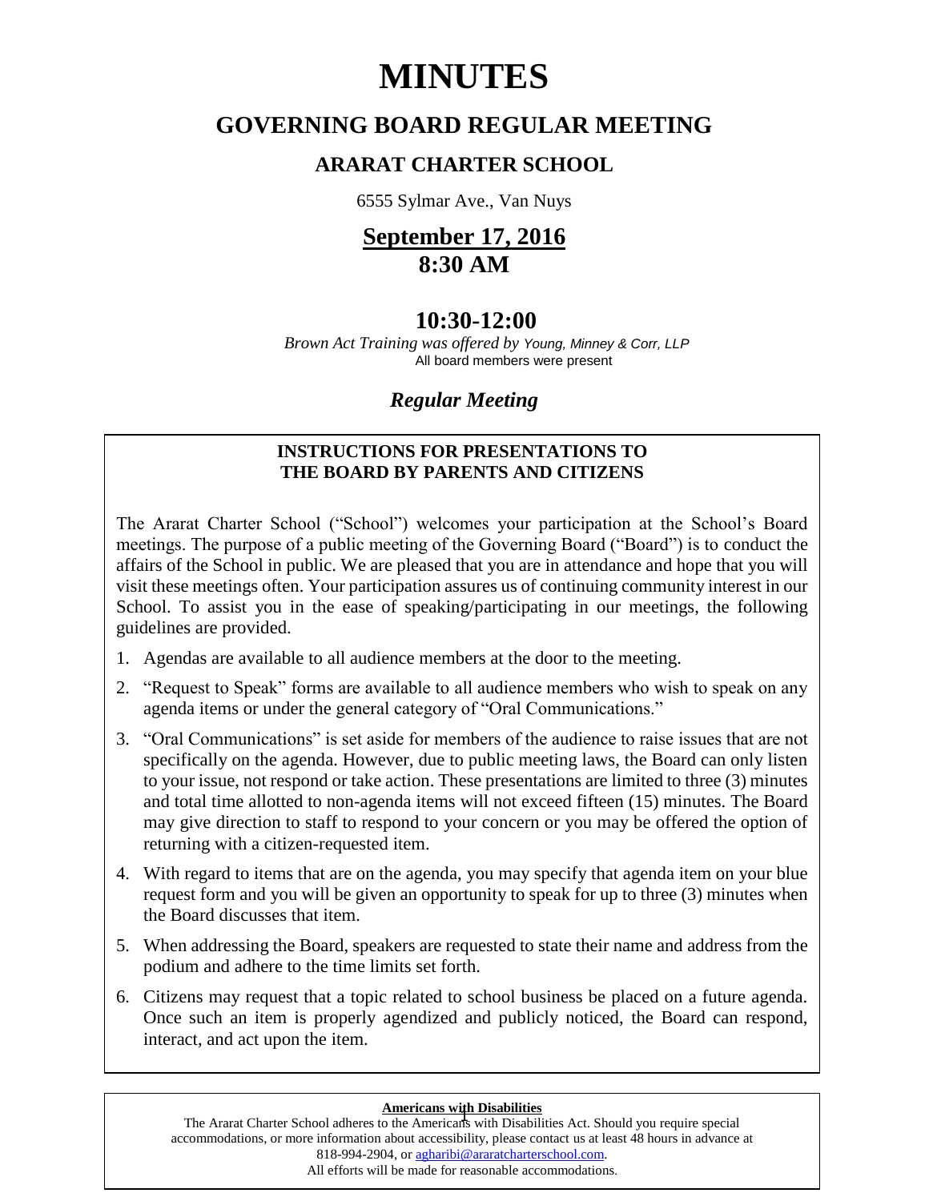# MINUTES

## GOVERNING BOARD REGULAR MEETING

### ARARAT CHARTER SCHOOL

6555 Sylmar Ave., Van Nuys

## September 17, 2016
## 8:30 AM

## 10:30-12:00

*Brown Act Training was offered by Young, Minney & Corr, LLP*
All board members were present

### *Regular Meeting*

**INSTRUCTIONS FOR PRESENTATIONS TO THE BOARD BY PARENTS AND CITIZENS**

The Ararat Charter School ("School") welcomes your participation at the School's Board meetings. The purpose of a public meeting of the Governing Board ("Board") is to conduct the affairs of the School in public. We are pleased that you are in attendance and hope that you will visit these meetings often. Your participation assures us of continuing community interest in our School. To assist you in the ease of speaking/participating in our meetings, the following guidelines are provided.

1. Agendas are available to all audience members at the door to the meeting.
2. "Request to Speak" forms are available to all audience members who wish to speak on any agenda items or under the general category of "Oral Communications."
3. "Oral Communications" is set aside for members of the audience to raise issues that are not specifically on the agenda. However, due to public meeting laws, the Board can only listen to your issue, not respond or take action. These presentations are limited to three (3) minutes and total time allotted to non-agenda items will not exceed fifteen (15) minutes. The Board may give direction to staff to respond to your concern or you may be offered the option of returning with a citizen-requested item.
4. With regard to items that are on the agenda, you may specify that agenda item on your blue request form and you will be given an opportunity to speak for up to three (3) minutes when the Board discusses that item.
5. When addressing the Board, speakers are requested to state their name and address from the podium and adhere to the time limits set forth.
6. Citizens may request that a topic related to school business be placed on a future agenda. Once such an item is properly agendized and publicly noticed, the Board can respond, interact, and act upon the item.

**Americans with Disabilities**

The Ararat Charter School adheres to the Americans with Disabilities Act. Should you require special accommodations, or more information about accessibility, please contact us at least 48 hours in advance at 818-994-2904, or agharibi@araratcharterschool.com.
All efforts will be made for reasonable accommodations.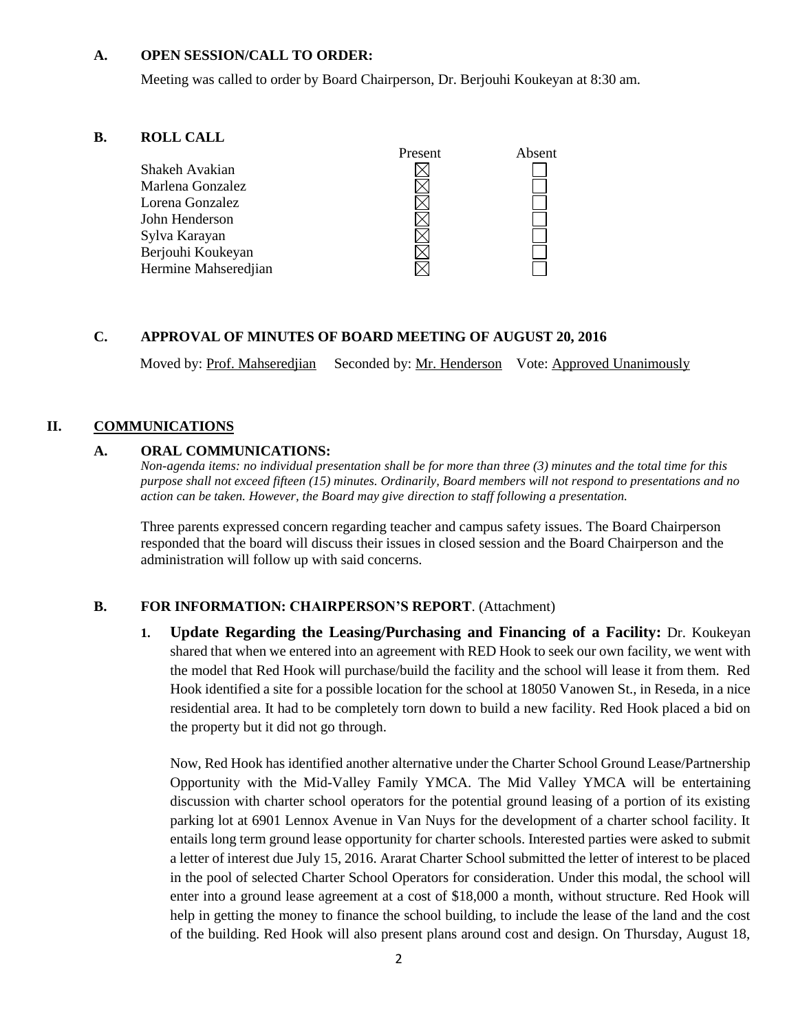### A. OPEN SESSION/CALL TO ORDER:

Meeting was called to order by Board Chairperson, Dr. Berjouhi Koukeyan at 8:30 am.

### B. ROLL CALL

| | Present | Absent |
|---|---|---|
| Shakeh Avakian | ☒ | ☐ |
| Marlena Gonzalez | ☒ | ☐ |
| Lorena Gonzalez | ☒ | ☐ |
| John Henderson | ☒ | ☐ |
| Sylva Karayan | ☒ | ☐ |
| Berjouhi Koukeyan | ☒ | ☐ |
| Hermine Mahseredjian | ☒ | ☐ |

### C. APPROVAL OF MINUTES OF BOARD MEETING OF AUGUST 20, 2016

Moved by: Prof. Mahseredjian Seconded by: Mr. Henderson Vote: Approved Unanimously

## II. COMMUNICATIONS

### A. ORAL COMMUNICATIONS:

*Non-agenda items: no individual presentation shall be for more than three (3) minutes and the total time for this purpose shall not exceed fifteen (15) minutes. Ordinarily, Board members will not respond to presentations and no action can be taken. However, the Board may give direction to staff following a presentation.*

Three parents expressed concern regarding teacher and campus safety issues. The Board Chairperson responded that the board will discuss their issues in closed session and the Board Chairperson and the administration will follow up with said concerns.

### B. FOR INFORMATION: CHAIRPERSON'S REPORT. (Attachment)

1. **Update Regarding the Leasing/Purchasing and Financing of a Facility:** Dr. Koukeyan shared that when we entered into an agreement with RED Hook to seek our own facility, we went with the model that Red Hook will purchase/build the facility and the school will lease it from them. Red Hook identified a site for a possible location for the school at 18050 Vanowen St., in Reseda, in a nice residential area. It had to be completely torn down to build a new facility. Red Hook placed a bid on the property but it did not go through.

   Now, Red Hook has identified another alternative under the Charter School Ground Lease/Partnership Opportunity with the Mid-Valley Family YMCA. The Mid Valley YMCA will be entertaining discussion with charter school operators for the potential ground leasing of a portion of its existing parking lot at 6901 Lennox Avenue in Van Nuys for the development of a charter school facility. It entails long term ground lease opportunity for charter schools. Interested parties were asked to submit a letter of interest due July 15, 2016. Ararat Charter School submitted the letter of interest to be placed in the pool of selected Charter School Operators for consideration. Under this modal, the school will enter into a ground lease agreement at a cost of $18,000 a month, without structure. Red Hook will help in getting the money to finance the school building, to include the lease of the land and the cost of the building. Red Hook will also present plans around cost and design. On Thursday, August 18,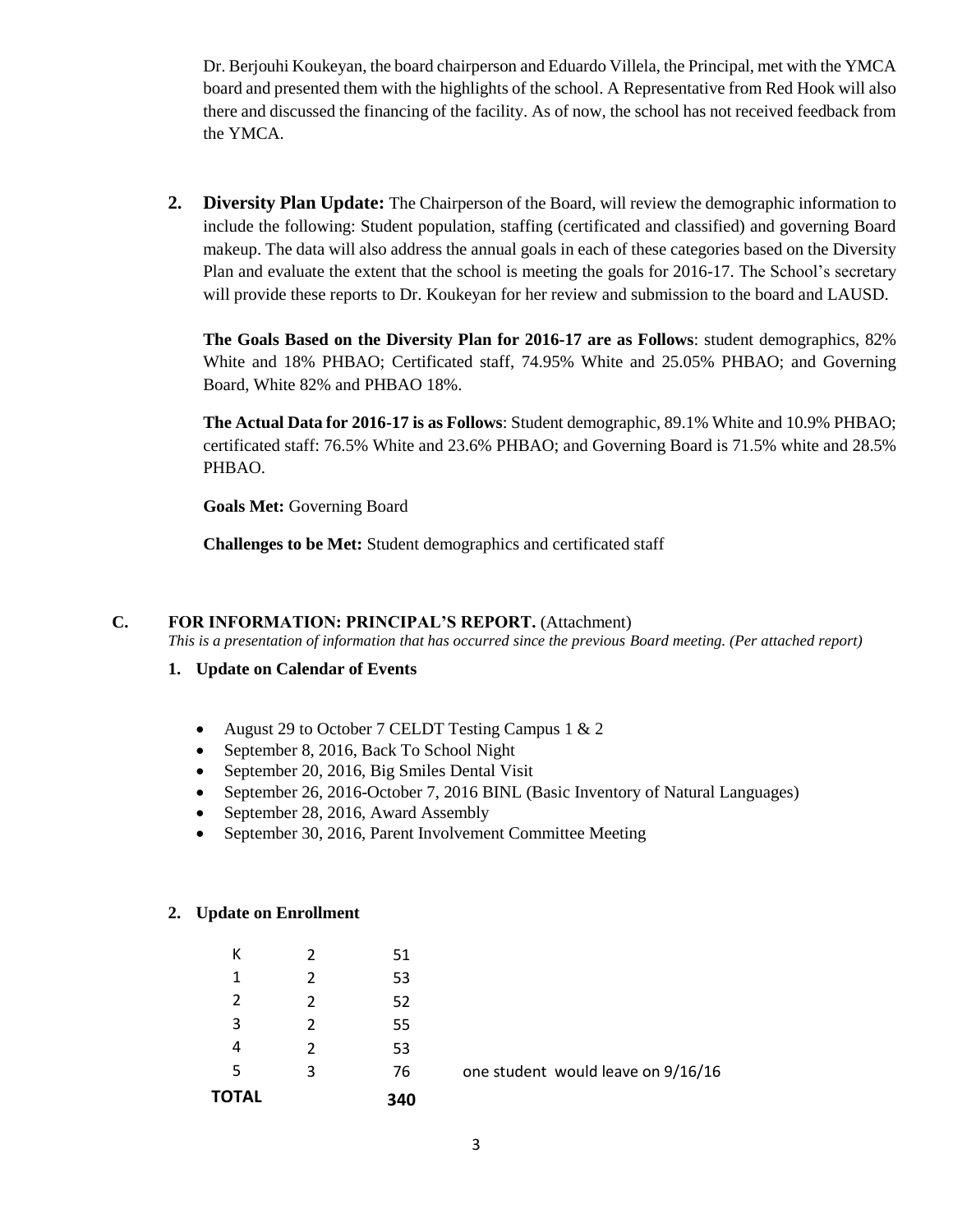Dr. Berjouhi Koukeyan, the board chairperson and Eduardo Villela, the Principal, met with the YMCA board and presented them with the highlights of the school. A Representative from Red Hook will also there and discussed the financing of the facility. As of now, the school has not received feedback from the YMCA.

2. **Diversity Plan Update:** The Chairperson of the Board, will review the demographic information to include the following: Student population, staffing (certificated and classified) and governing Board makeup. The data will also address the annual goals in each of these categories based on the Diversity Plan and evaluate the extent that the school is meeting the goals for 2016-17. The School's secretary will provide these reports to Dr. Koukeyan for her review and submission to the board and LAUSD.

   **The Goals Based on the Diversity Plan for 2016-17 are as Follows**: student demographics, 82% White and 18% PHBAO; Certificated staff, 74.95% White and 25.05% PHBAO; and Governing Board, White 82% and PHBAO 18%.

   **The Actual Data for 2016-17 is as Follows**: Student demographic, 89.1% White and 10.9% PHBAO; certificated staff: 76.5% White and 23.6% PHBAO; and Governing Board is 71.5% white and 28.5% PHBAO.

   **Goals Met:** Governing Board

   **Challenges to be Met:** Student demographics and certificated staff

## C. FOR INFORMATION: PRINCIPAL'S REPORT. (Attachment)

*This is a presentation of information that has occurred since the previous Board meeting. (Per attached report)*

### 1. Update on Calendar of Events

- August 29 to October 7 CELDT Testing Campus 1 & 2
- September 8, 2016, Back To School Night
- September 20, 2016, Big Smiles Dental Visit
- September 26, 2016-October 7, 2016 BINL (Basic Inventory of Natural Languages)
- September 28, 2016, Award Assembly
- September 30, 2016, Parent Involvement Committee Meeting

### 2. Update on Enrollment

| | | | |
|---|---|---|---|
| K | 2 | 51 | |
| 1 | 2 | 53 | |
| 2 | 2 | 52 | |
| 3 | 2 | 55 | |
| 4 | 2 | 53 | |
| 5 | 3 | 76 | one student would leave on 9/16/16 |
| **TOTAL** | | **340** | |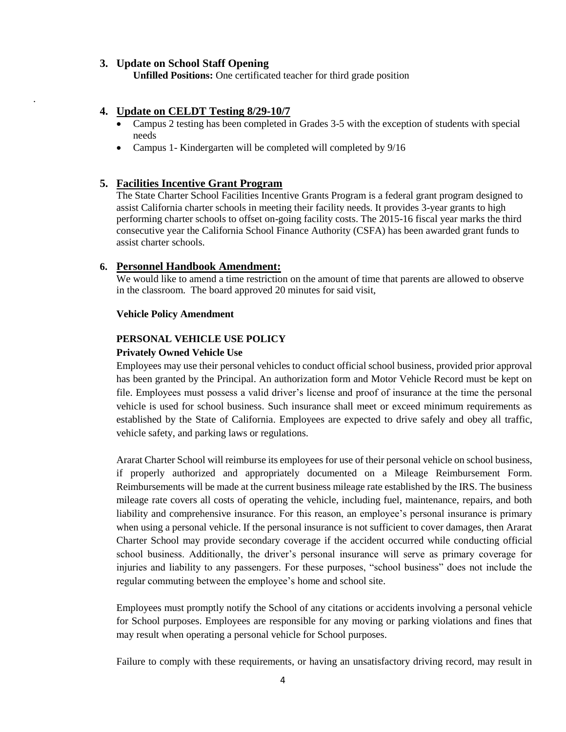## 3. Update on School Staff Opening

**Unfilled Positions:** One certificated teacher for third grade position

## 4. Update on CELDT Testing 8/29-10/7

- Campus 2 testing has been completed in Grades 3-5 with the exception of students with special needs
- Campus 1- Kindergarten will be completed will completed by 9/16

## 5. Facilities Incentive Grant Program

The State Charter School Facilities Incentive Grants Program is a federal grant program designed to assist California charter schools in meeting their facility needs. It provides 3-year grants to high performing charter schools to offset on-going facility costs. The 2015-16 fiscal year marks the third consecutive year the California School Finance Authority (CSFA) has been awarded grant funds to assist charter schools.

## 6. Personnel Handbook Amendment:

We would like to amend a time restriction on the amount of time that parents are allowed to observe in the classroom. The board approved 20 minutes for said visit,

**Vehicle Policy Amendment**

**PERSONAL VEHICLE USE POLICY**

**Privately Owned Vehicle Use**

Employees may use their personal vehicles to conduct official school business, provided prior approval has been granted by the Principal. An authorization form and Motor Vehicle Record must be kept on file. Employees must possess a valid driver's license and proof of insurance at the time the personal vehicle is used for school business. Such insurance shall meet or exceed minimum requirements as established by the State of California. Employees are expected to drive safely and obey all traffic, vehicle safety, and parking laws or regulations.

Ararat Charter School will reimburse its employees for use of their personal vehicle on school business, if properly authorized and appropriately documented on a Mileage Reimbursement Form. Reimbursements will be made at the current business mileage rate established by the IRS. The business mileage rate covers all costs of operating the vehicle, including fuel, maintenance, repairs, and both liability and comprehensive insurance. For this reason, an employee's personal insurance is primary when using a personal vehicle. If the personal insurance is not sufficient to cover damages, then Ararat Charter School may provide secondary coverage if the accident occurred while conducting official school business. Additionally, the driver's personal insurance will serve as primary coverage for injuries and liability to any passengers. For these purposes, "school business" does not include the regular commuting between the employee's home and school site.

Employees must promptly notify the School of any citations or accidents involving a personal vehicle for School purposes. Employees are responsible for any moving or parking violations and fines that may result when operating a personal vehicle for School purposes.

Failure to comply with these requirements, or having an unsatisfactory driving record, may result in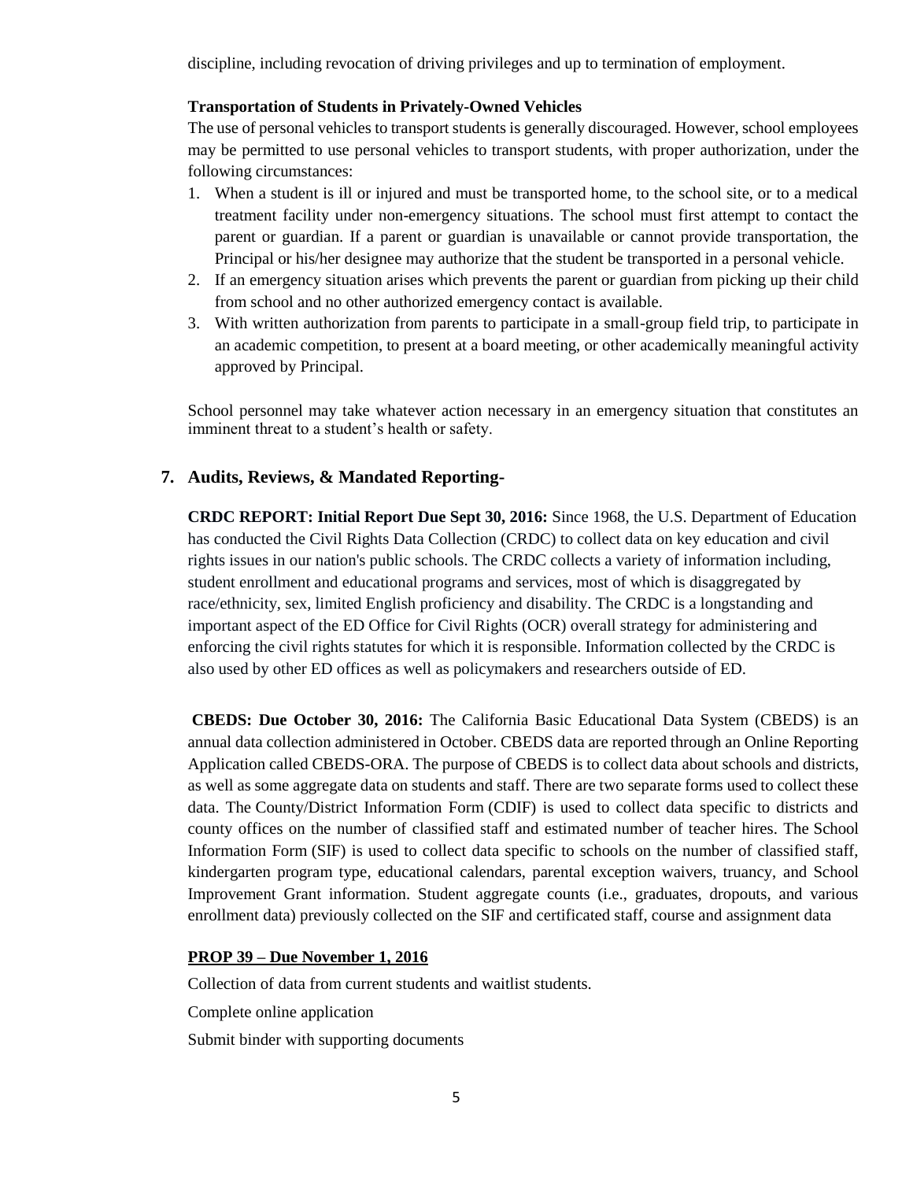discipline, including revocation of driving privileges and up to termination of employment.

**Transportation of Students in Privately-Owned Vehicles**

The use of personal vehicles to transport students is generally discouraged. However, school employees may be permitted to use personal vehicles to transport students, with proper authorization, under the following circumstances:

1. When a student is ill or injured and must be transported home, to the school site, or to a medical treatment facility under non-emergency situations. The school must first attempt to contact the parent or guardian. If a parent or guardian is unavailable or cannot provide transportation, the Principal or his/her designee may authorize that the student be transported in a personal vehicle.
2. If an emergency situation arises which prevents the parent or guardian from picking up their child from school and no other authorized emergency contact is available.
3. With written authorization from parents to participate in a small-group field trip, to participate in an academic competition, to present at a board meeting, or other academically meaningful activity approved by Principal.

School personnel may take whatever action necessary in an emergency situation that constitutes an imminent threat to a student's health or safety.

## 7. Audits, Reviews, & Mandated Reporting-

**CRDC REPORT: Initial Report Due Sept 30, 2016:** Since 1968, the U.S. Department of Education has conducted the Civil Rights Data Collection (CRDC) to collect data on key education and civil rights issues in our nation's public schools. The CRDC collects a variety of information including, student enrollment and educational programs and services, most of which is disaggregated by race/ethnicity, sex, limited English proficiency and disability. The CRDC is a longstanding and important aspect of the ED Office for Civil Rights (OCR) overall strategy for administering and enforcing the civil rights statutes for which it is responsible. Information collected by the CRDC is also used by other ED offices as well as policymakers and researchers outside of ED.

**CBEDS: Due October 30, 2016:** The California Basic Educational Data System (CBEDS) is an annual data collection administered in October. CBEDS data are reported through an Online Reporting Application called CBEDS-ORA. The purpose of CBEDS is to collect data about schools and districts, as well as some aggregate data on students and staff. There are two separate forms used to collect these data. The County/District Information Form (CDIF) is used to collect data specific to districts and county offices on the number of classified staff and estimated number of teacher hires. The School Information Form (SIF) is used to collect data specific to schools on the number of classified staff, kindergarten program type, educational calendars, parental exception waivers, truancy, and School Improvement Grant information. Student aggregate counts (i.e., graduates, dropouts, and various enrollment data) previously collected on the SIF and certificated staff, course and assignment data

**PROP 39 – Due November 1, 2016**

Collection of data from current students and waitlist students.

Complete online application

Submit binder with supporting documents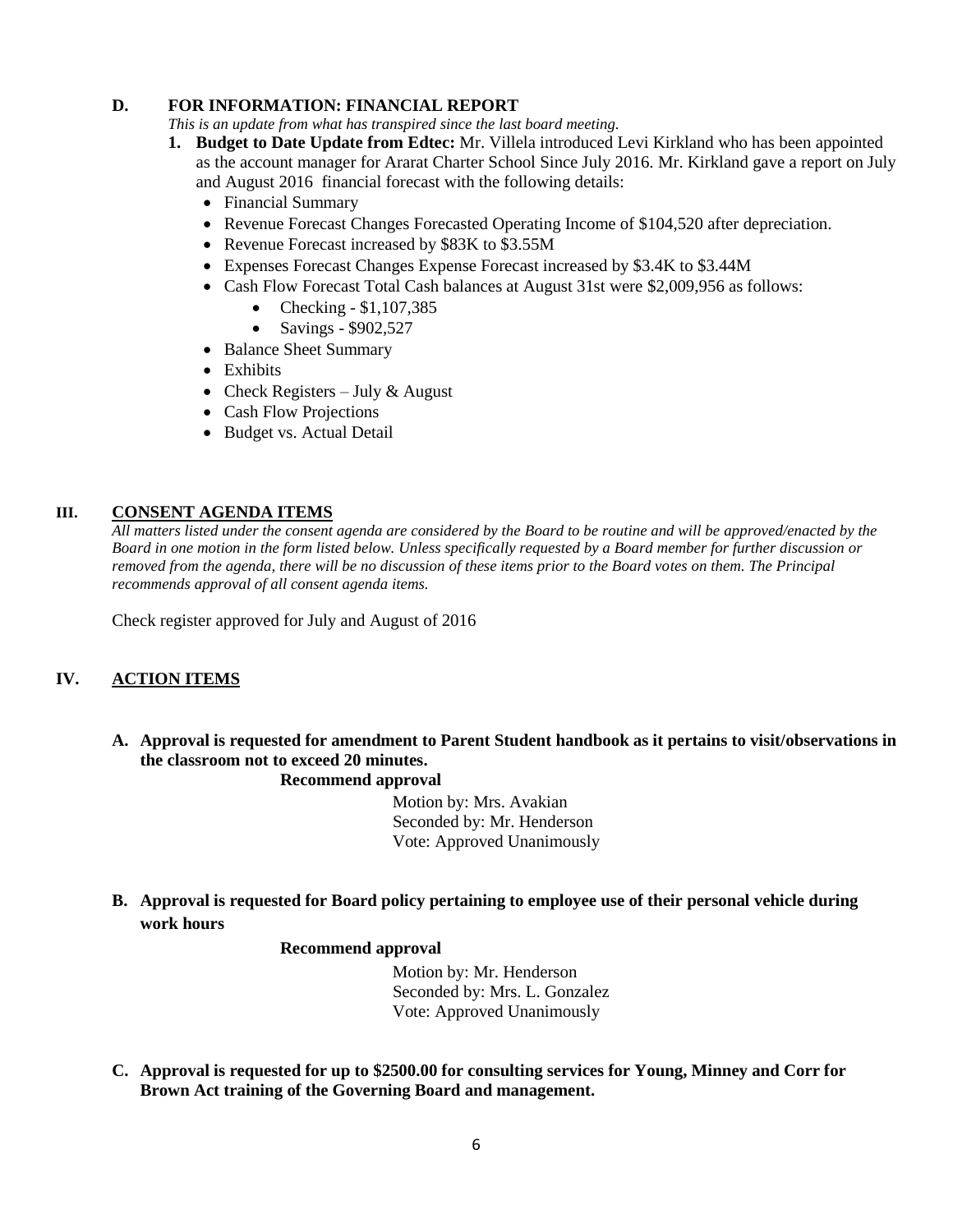### D. FOR INFORMATION: FINANCIAL REPORT

*This is an update from what has transpired since the last board meeting.*

1. **Budget to Date Update from Edtec:** Mr. Villela introduced Levi Kirkland who has been appointed as the account manager for Ararat Charter School Since July 2016. Mr. Kirkland gave a report on July and August 2016 financial forecast with the following details:
   - Financial Summary
   - Revenue Forecast Changes Forecasted Operating Income of $104,520 after depreciation.
   - Revenue Forecast increased by $83K to $3.55M
   - Expenses Forecast Changes Expense Forecast increased by $3.4K to $3.44M
   - Cash Flow Forecast Total Cash balances at August 31st were $2,009,956 as follows:
     - Checking - $1,107,385
     - Savings - $902,527
   - Balance Sheet Summary
   - Exhibits
   - Check Registers – July & August
   - Cash Flow Projections
   - Budget vs. Actual Detail

## III. CONSENT AGENDA ITEMS

*All matters listed under the consent agenda are considered by the Board to be routine and will be approved/enacted by the Board in one motion in the form listed below. Unless specifically requested by a Board member for further discussion or removed from the agenda, there will be no discussion of these items prior to the Board votes on them. The Principal recommends approval of all consent agenda items.*

Check register approved for July and August of 2016

## IV. ACTION ITEMS

**A. Approval is requested for amendment to Parent Student handbook as it pertains to visit/observations in the classroom not to exceed 20 minutes.**

**Recommend approval**

Motion by: Mrs. Avakian
Seconded by: Mr. Henderson
Vote: Approved Unanimously

**B. Approval is requested for Board policy pertaining to employee use of their personal vehicle during work hours**

**Recommend approval**

Motion by: Mr. Henderson
Seconded by: Mrs. L. Gonzalez
Vote: Approved Unanimously

**C. Approval is requested for up to $2500.00 for consulting services for Young, Minney and Corr for Brown Act training of the Governing Board and management.**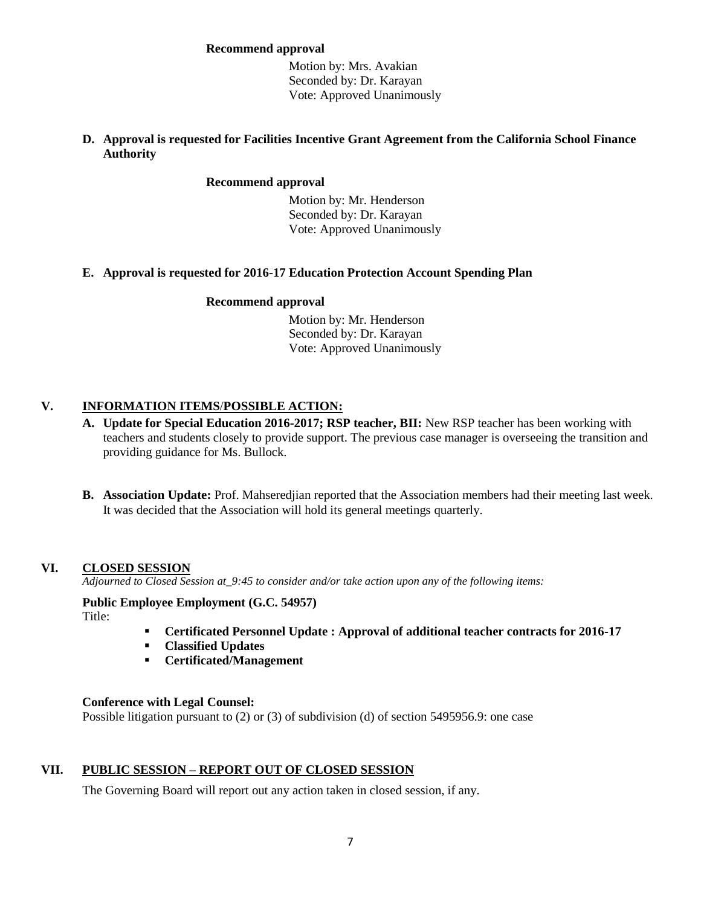**Recommend approval**

Motion by: Mrs. Avakian
Seconded by: Dr. Karayan
Vote: Approved Unanimously

**D. Approval is requested for Facilities Incentive Grant Agreement from the California School Finance Authority**

**Recommend approval**

Motion by: Mr. Henderson
Seconded by: Dr. Karayan
Vote: Approved Unanimously

**E. Approval is requested for 2016-17 Education Protection Account Spending Plan**

**Recommend approval**

Motion by: Mr. Henderson
Seconded by: Dr. Karayan
Vote: Approved Unanimously

## V. INFORMATION ITEMS/POSSIBLE ACTION:

**A. Update for Special Education 2016-2017; RSP teacher, BII:** New RSP teacher has been working with teachers and students closely to provide support. The previous case manager is overseeing the transition and providing guidance for Ms. Bullock.

**B. Association Update:** Prof. Mahseredjian reported that the Association members had their meeting last week. It was decided that the Association will hold its general meetings quarterly.

## VI. CLOSED SESSION

*Adjourned to Closed Session at_9:45 to consider and/or take action upon any of the following items:*

**Public Employee Employment (G.C. 54957)**
Title:

- **Certificated Personnel Update : Approval of additional teacher contracts for 2016-17**
- **Classified Updates**
- **Certificated/Management**

**Conference with Legal Counsel:**
Possible litigation pursuant to (2) or (3) of subdivision (d) of section 5495956.9: one case

## VII. PUBLIC SESSION – REPORT OUT OF CLOSED SESSION

The Governing Board will report out any action taken in closed session, if any.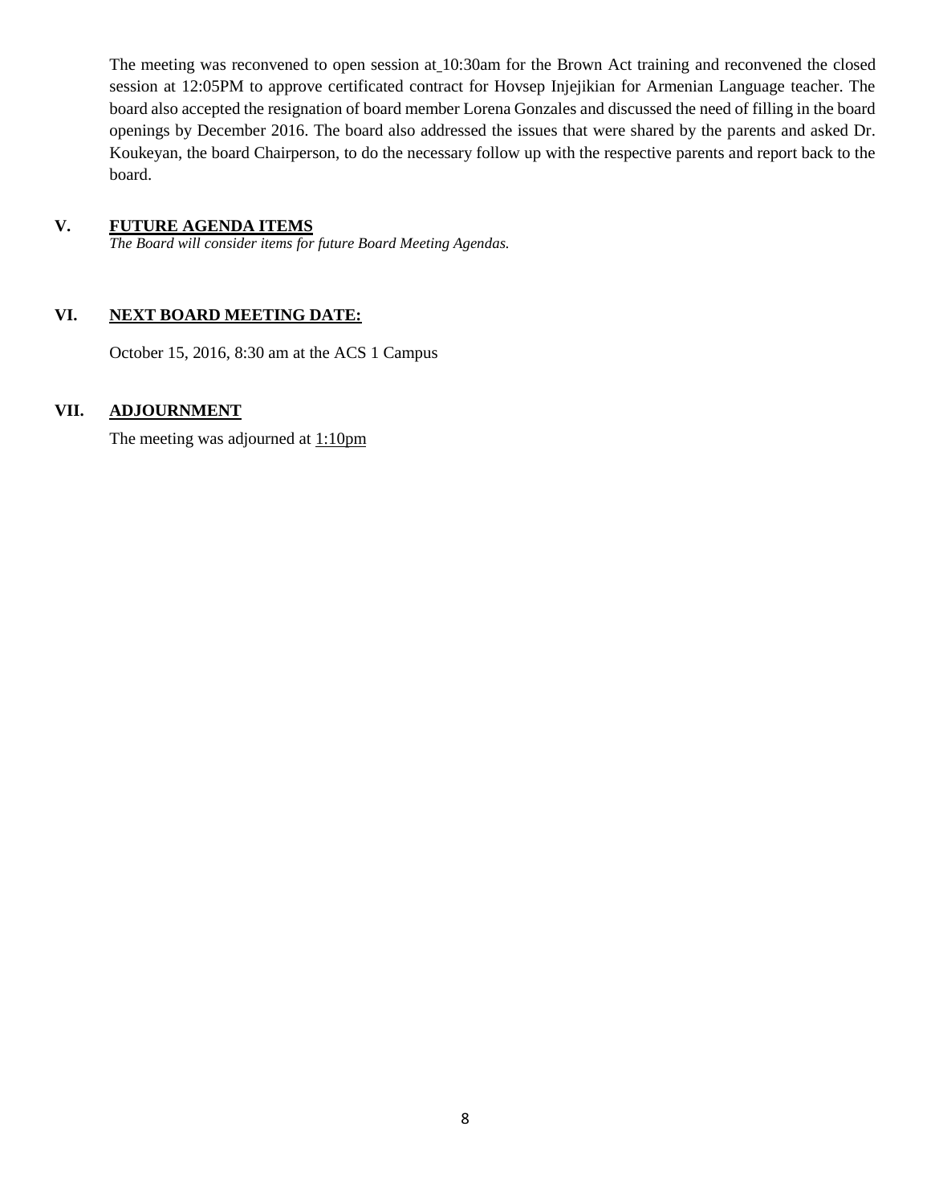The meeting was reconvened to open session at 10:30am for the Brown Act training and reconvened the closed session at 12:05PM to approve certificated contract for Hovsep Injejikian for Armenian Language teacher. The board also accepted the resignation of board member Lorena Gonzales and discussed the need of filling in the board openings by December 2016. The board also addressed the issues that were shared by the parents and asked Dr. Koukeyan, the board Chairperson, to do the necessary follow up with the respective parents and report back to the board.

## V. FUTURE AGENDA ITEMS

*The Board will consider items for future Board Meeting Agendas.*

## VI. NEXT BOARD MEETING DATE:

October 15, 2016, 8:30 am at the ACS 1 Campus

## VII. ADJOURNMENT

The meeting was adjourned at 1:10pm